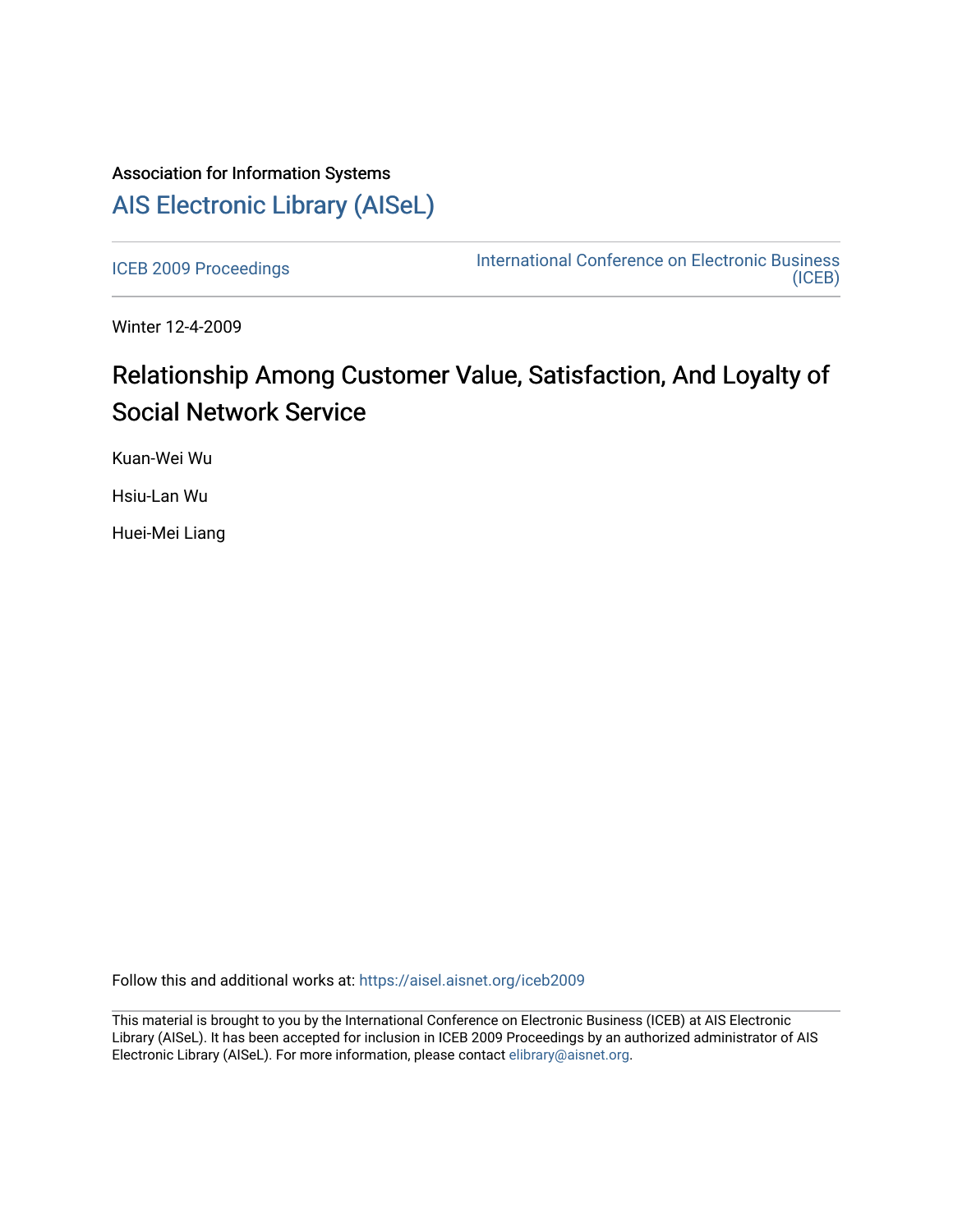Association for Information Systems

# AIS Electronic Library (AISeL)

ICEB 2009 Proceedings

International Conference on Electronic Business (ICEB)

Winter 12-4-2009

## Relationship Among Customer Value, Satisfaction, And Loyalty of Social Network Service

Kuan-Wei Wu

Hsiu-Lan Wu

Huei-Mei Liang

Follow this and additional works at: https://aisel.aisnet.org/iceb2009

This material is brought to you by the International Conference on Electronic Business (ICEB) at AIS Electronic Library (AISeL). It has been accepted for inclusion in ICEB 2009 Proceedings by an authorized administrator of AIS Electronic Library (AISeL). For more information, please contact elibrary@aisnet.org.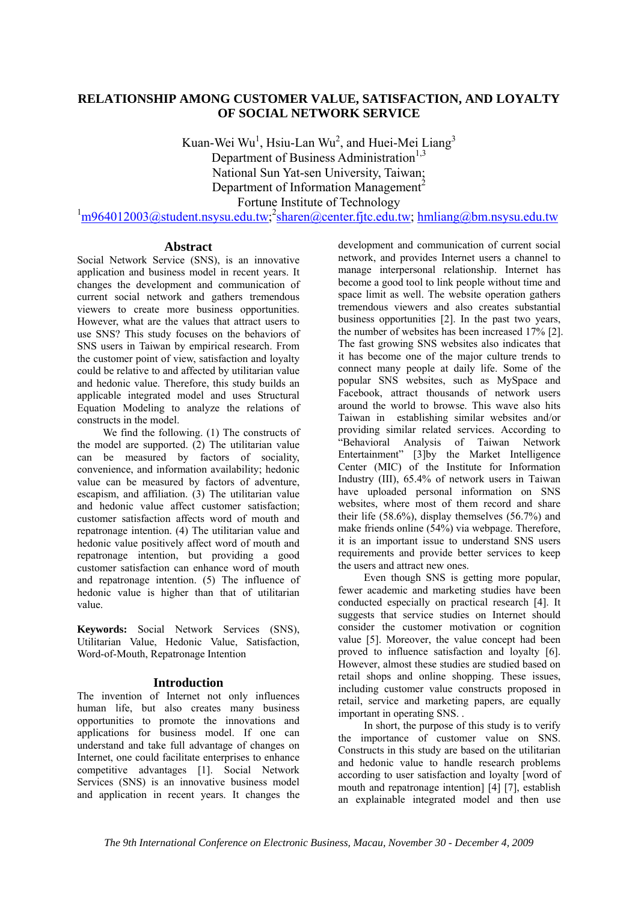# RELATIONSHIP AMONG CUSTOMER VALUE, SATISFACTION, AND LOYALTY OF SOCIAL NETWORK SERVICE

Kuan-Wei Wu[1], Hsiu-Lan Wu[2], and Huei-Mei Liang[3]
Department of Business Administration[1,3]
National Sun Yat-sen University, Taiwan;
Department of Information Management[2]
Fortune Institute of Technology
[1]m964012003@student.nsysu.edu.tw;[2]sharen@center.fjtc.edu.tw; hmliang@bm.nsysu.edu.tw

## Abstract

Social Network Service (SNS), is an innovative application and business model in recent years. It changes the development and communication of current social network and gathers tremendous viewers to create more business opportunities. However, what are the values that attract users to use SNS? This study focuses on the behaviors of SNS users in Taiwan by empirical research. From the customer point of view, satisfaction and loyalty could be relative to and affected by utilitarian value and hedonic value. Therefore, this study builds an applicable integrated model and uses Structural Equation Modeling to analyze the relations of constructs in the model.

We find the following. (1) The constructs of the model are supported. (2) The utilitarian value can be measured by factors of sociality, convenience, and information availability; hedonic value can be measured by factors of adventure, escapism, and affiliation. (3) The utilitarian value and hedonic value affect customer satisfaction; customer satisfaction affects word of mouth and repatronage intention. (4) The utilitarian value and hedonic value positively affect word of mouth and repatronage intention, but providing a good customer satisfaction can enhance word of mouth and repatronage intention. (5) The influence of hedonic value is higher than that of utilitarian value.

**Keywords:** Social Network Services (SNS), Utilitarian Value, Hedonic Value, Satisfaction, Word-of-Mouth, Repatronage Intention

## Introduction

The invention of Internet not only influences human life, but also creates many business opportunities to promote the innovations and applications for business model. If one can understand and take full advantage of changes on Internet, one could facilitate enterprises to enhance competitive advantages [1]. Social Network Services (SNS) is an innovative business model and application in recent years. It changes the development and communication of current social network, and provides Internet users a channel to manage interpersonal relationship. Internet has become a good tool to link people without time and space limit as well. The website operation gathers tremendous viewers and also creates substantial business opportunities [2]. In the past two years, the number of websites has been increased 17% [2]. The fast growing SNS websites also indicates that it has become one of the major culture trends to connect many people at daily life. Some of the popular SNS websites, such as MySpace and Facebook, attract thousands of network users around the world to browse. This wave also hits Taiwan in establishing similar websites and/or providing similar related services. According to "Behavioral Analysis of Taiwan Network Entertainment" [3]by the Market Intelligence Center (MIC) of the Institute for Information Industry (III), 65.4% of network users in Taiwan have uploaded personal information on SNS websites, where most of them record and share their life (58.6%), display themselves (56.7%) and make friends online (54%) via webpage. Therefore, it is an important issue to understand SNS users requirements and provide better services to keep the users and attract new ones.

Even though SNS is getting more popular, fewer academic and marketing studies have been conducted especially on practical research [4]. It suggests that service studies on Internet should consider the customer motivation or cognition value [5]. Moreover, the value concept had been proved to influence satisfaction and loyalty [6]. However, almost these studies are studied based on retail shops and online shopping. These issues, including customer value constructs proposed in retail, service and marketing papers, are equally important in operating SNS. .

In short, the purpose of this study is to verify the importance of customer value on SNS. Constructs in this study are based on the utilitarian and hedonic value to handle research problems according to user satisfaction and loyalty [word of mouth and repatronage intention] [4] [7], establish an explainable integrated model and then use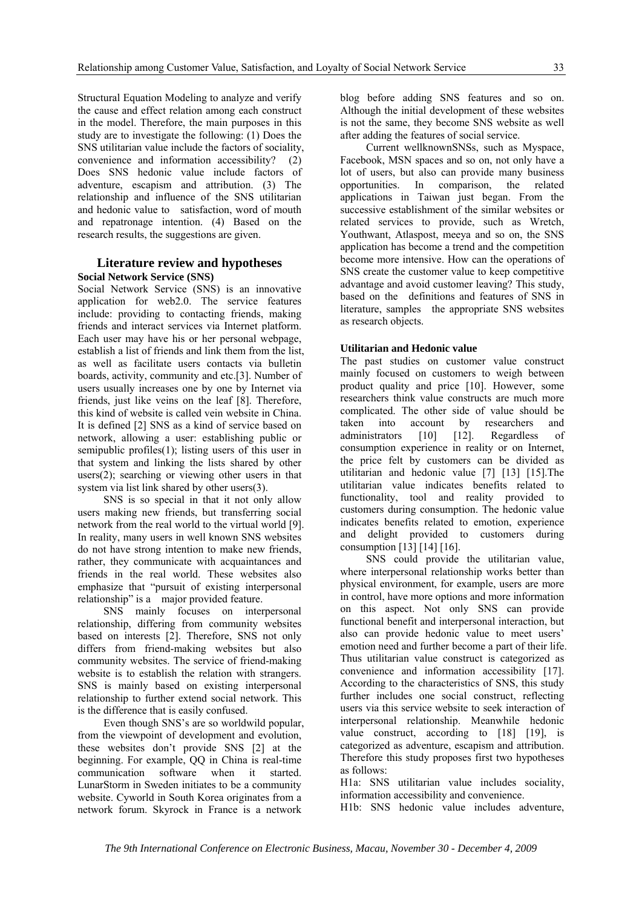Structural Equation Modeling to analyze and verify the cause and effect relation among each construct in the model. Therefore, the main purposes in this study are to investigate the following: (1) Does the SNS utilitarian value include the factors of sociality, convenience and information accessibility? (2) Does SNS hedonic value include factors of adventure, escapism and attribution. (3) The relationship and influence of the SNS utilitarian and hedonic value to satisfaction, word of mouth and repatronage intention. (4) Based on the research results, the suggestions are given.

## Literature review and hypotheses

### Social Network Service (SNS)

Social Network Service (SNS) is an innovative application for web2.0. The service features include: providing to contacting friends, making friends and interact services via Internet platform. Each user may have his or her personal webpage, establish a list of friends and link them from the list, as well as facilitate users contacts via bulletin boards, activity, community and etc.[3]. Number of users usually increases one by one by Internet via friends, just like veins on the leaf [8]. Therefore, this kind of website is called vein website in China. It is defined [2] SNS as a kind of service based on network, allowing a user: establishing public or semipublic profiles(1); listing users of this user in that system and linking the lists shared by other users(2); searching or viewing other users in that system via list link shared by other users(3).

SNS is so special in that it not only allow users making new friends, but transferring social network from the real world to the virtual world [9]. In reality, many users in well known SNS websites do not have strong intention to make new friends, rather, they communicate with acquaintances and friends in the real world. These websites also emphasize that "pursuit of existing interpersonal relationship" is a major provided feature.

SNS mainly focuses on interpersonal relationship, differing from community websites based on interests [2]. Therefore, SNS not only differs from friend-making websites but also community websites. The service of friend-making website is to establish the relation with strangers. SNS is mainly based on existing interpersonal relationship to further extend social network. This is the difference that is easily confused.

Even though SNS's are so worldwild popular, from the viewpoint of development and evolution, these websites don't provide SNS [2] at the beginning. For example, QQ in China is real-time communication software when it started. LunarStorm in Sweden initiates to be a community website. Cyworld in South Korea originates from a network forum. Skyrock in France is a network blog before adding SNS features and so on. Although the initial development of these websites is not the same, they become SNS website as well after adding the features of social service.

Current wellknownSNSs, such as Myspace, Facebook, MSN spaces and so on, not only have a lot of users, but also can provide many business opportunities. In comparison, the related applications in Taiwan just began. From the successive establishment of the similar websites or related services to provide, such as Wretch, Youthwant, Atlaspost, meeya and so on, the SNS application has become a trend and the competition become more intensive. How can the operations of SNS create the customer value to keep competitive advantage and avoid customer leaving? This study, based on the definitions and features of SNS in literature, samples the appropriate SNS websites as research objects.

### Utilitarian and Hedonic value

The past studies on customer value construct mainly focused on customers to weigh between product quality and price [10]. However, some researchers think value constructs are much more complicated. The other side of value should be taken into account by researchers and administrators [10] [12]. Regardless of consumption experience in reality or on Internet, the price felt by customers can be divided as utilitarian and hedonic value [7] [13] [15].The utilitarian value indicates benefits related to functionality, tool and reality provided to customers during consumption. The hedonic value indicates benefits related to emotion, experience and delight provided to customers during consumption [13] [14] [16].

SNS could provide the utilitarian value, where interpersonal relationship works better than physical environment, for example, users are more in control, have more options and more information on this aspect. Not only SNS can provide functional benefit and interpersonal interaction, but also can provide hedonic value to meet users' emotion need and further become a part of their life. Thus utilitarian value construct is categorized as convenience and information accessibility [17]. According to the characteristics of SNS, this study further includes one social construct, reflecting users via this service website to seek interaction of interpersonal relationship. Meanwhile hedonic value construct, according to [18] [19], is categorized as adventure, escapism and attribution. Therefore this study proposes first two hypotheses as follows:

H1a: SNS utilitarian value includes sociality, information accessibility and convenience.

H1b: SNS hedonic value includes adventure,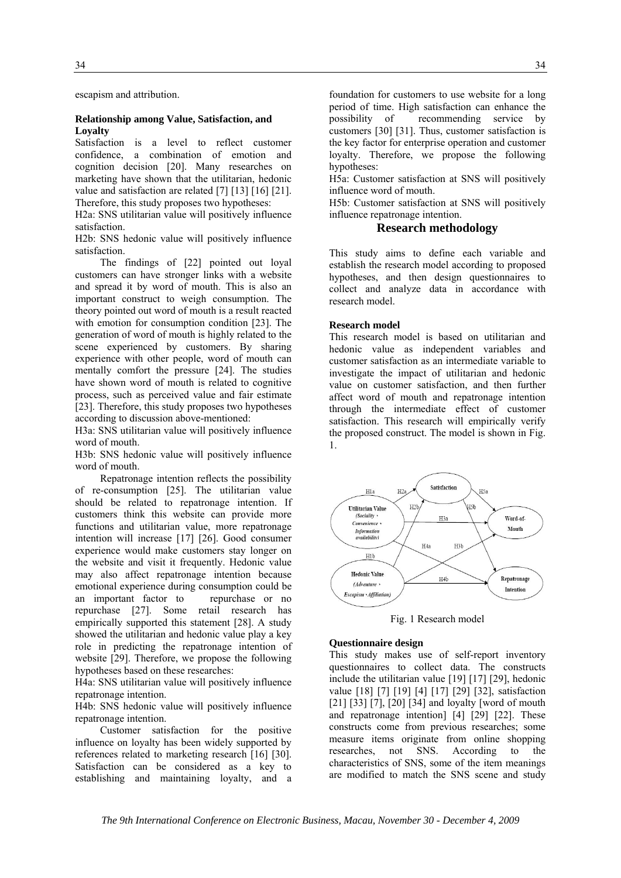escapism and attribution.

### Relationship among Value, Satisfaction, and Loyalty

Satisfaction is a level to reflect customer confidence, a combination of emotion and cognition decision [20]. Many researches on marketing have shown that the utilitarian, hedonic value and satisfaction are related [7] [13] [16] [21]. Therefore, this study proposes two hypotheses:

H2a: SNS utilitarian value will positively influence satisfaction.

H2b: SNS hedonic value will positively influence satisfaction.

The findings of [22] pointed out loyal customers can have stronger links with a website and spread it by word of mouth. This is also an important construct to weigh consumption. The theory pointed out word of mouth is a result reacted with emotion for consumption condition [23]. The generation of word of mouth is highly related to the scene experienced by customers. By sharing experience with other people, word of mouth can mentally comfort the pressure [24]. The studies have shown word of mouth is related to cognitive process, such as perceived value and fair estimate [23]. Therefore, this study proposes two hypotheses according to discussion above-mentioned:

H3a: SNS utilitarian value will positively influence word of mouth.

H3b: SNS hedonic value will positively influence word of mouth.

Repatronage intention reflects the possibility of re-consumption [25]. The utilitarian value should be related to repatronage intention. If customers think this website can provide more functions and utilitarian value, more repatronage intention will increase [17] [26]. Good consumer experience would make customers stay longer on the website and visit it frequently. Hedonic value may also affect repatronage intention because emotional experience during consumption could be an important factor to repurchase or no repurchase [27]. Some retail research has empirically supported this statement [28]. A study showed the utilitarian and hedonic value play a key role in predicting the repatronage intention of website [29]. Therefore, we propose the following hypotheses based on these researches:

H4a: SNS utilitarian value will positively influence repatronage intention.

H4b: SNS hedonic value will positively influence repatronage intention.

Customer satisfaction for the positive influence on loyalty has been widely supported by references related to marketing research [16] [30]. Satisfaction can be considered as a key to establishing and maintaining loyalty, and a foundation for customers to use website for a long period of time. High satisfaction can enhance the possibility of recommending service by customers [30] [31]. Thus, customer satisfaction is the key factor for enterprise operation and customer loyalty. Therefore, we propose the following hypotheses:

H5a: Customer satisfaction at SNS will positively influence word of mouth.

H5b: Customer satisfaction at SNS will positively influence repatronage intention.

## Research methodology

This study aims to define each variable and establish the research model according to proposed hypotheses, and then design questionnaires to collect and analyze data in accordance with research model.

### Research model

This research model is based on utilitarian and hedonic value as independent variables and customer satisfaction as an intermediate variable to investigate the impact of utilitarian and hedonic value on customer satisfaction, and then further affect word of mouth and repatronage intention through the intermediate effect of customer satisfaction. This research will empirically verify the proposed construct. The model is shown in Fig. 1.

Fig. 1 Research model

### Questionnaire design

This study makes use of self-report inventory questionnaires to collect data. The constructs include the utilitarian value [19] [17] [29], hedonic value [18] [7] [19] [4] [17] [29] [32], satisfaction [21] [33] [7], [20] [34] and loyalty [word of mouth and repatronage intention] [4] [29] [22]. These constructs come from previous researches; some measure items originate from online shopping researches, not SNS. According to the characteristics of SNS, some of the item meanings are modified to match the SNS scene and study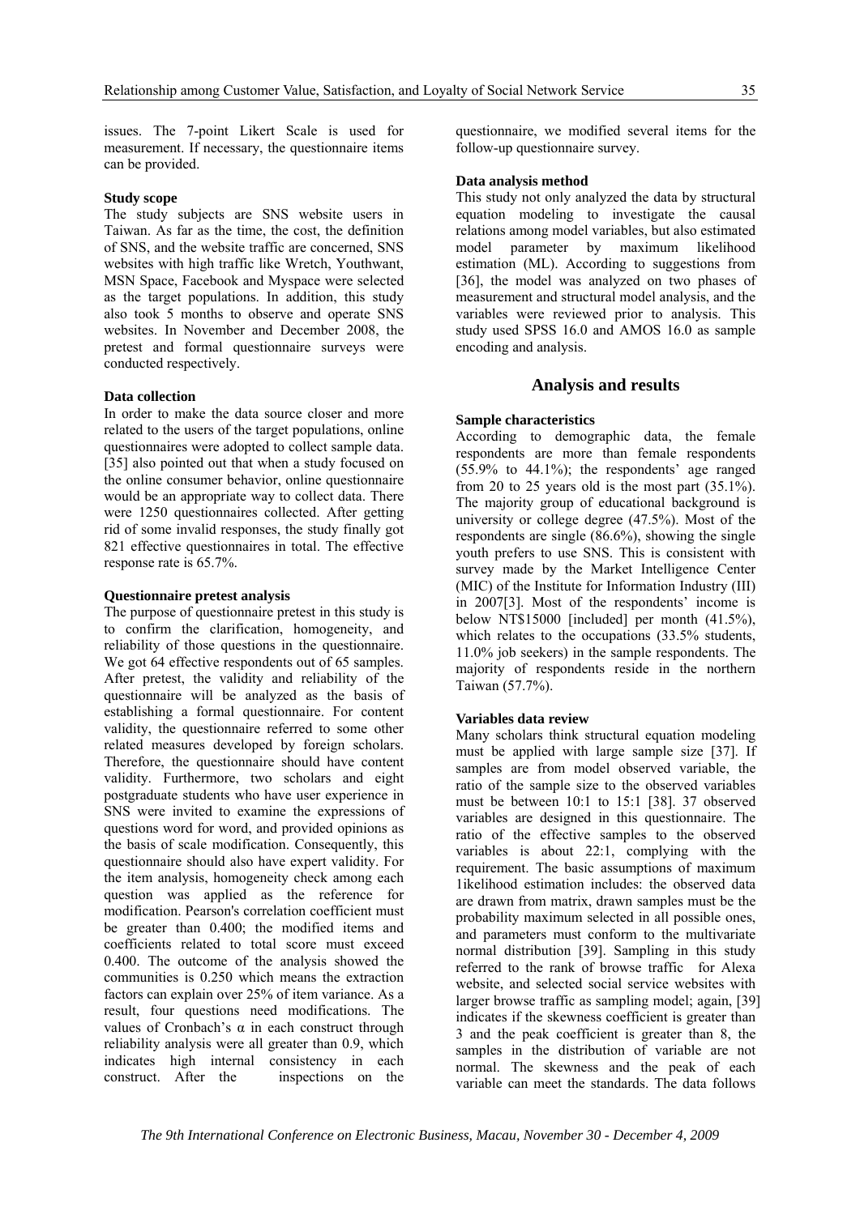issues. The 7-point Likert Scale is used for measurement. If necessary, the questionnaire items can be provided.

**Study scope**

The study subjects are SNS website users in Taiwan. As far as the time, the cost, the definition of SNS, and the website traffic are concerned, SNS websites with high traffic like Wretch, Youthwant, MSN Space, Facebook and Myspace were selected as the target populations. In addition, this study also took 5 months to observe and operate SNS websites. In November and December 2008, the pretest and formal questionnaire surveys were conducted respectively.

**Data collection**

In order to make the data source closer and more related to the users of the target populations, online questionnaires were adopted to collect sample data. [35] also pointed out that when a study focused on the online consumer behavior, online questionnaire would be an appropriate way to collect data. There were 1250 questionnaires collected. After getting rid of some invalid responses, the study finally got 821 effective questionnaires in total. The effective response rate is 65.7%.

**Questionnaire pretest analysis**

The purpose of questionnaire pretest in this study is to confirm the clarification, homogeneity, and reliability of those questions in the questionnaire. We got 64 effective respondents out of 65 samples. After pretest, the validity and reliability of the questionnaire will be analyzed as the basis of establishing a formal questionnaire. For content validity, the questionnaire referred to some other related measures developed by foreign scholars. Therefore, the questionnaire should have content validity. Furthermore, two scholars and eight postgraduate students who have user experience in SNS were invited to examine the expressions of questions word for word, and provided opinions as the basis of scale modification. Consequently, this questionnaire should also have expert validity. For the item analysis, homogeneity check among each question was applied as the reference for modification. Pearson's correlation coefficient must be greater than 0.400; the modified items and coefficients related to total score must exceed 0.400. The outcome of the analysis showed the communities is 0.250 which means the extraction factors can explain over 25% of item variance. As a result, four questions need modifications. The values of Cronbach's α in each construct through reliability analysis were all greater than 0.9, which indicates high internal consistency in each construct. After the inspections on the questionnaire, we modified several items for the follow-up questionnaire survey.

**Data analysis method**

This study not only analyzed the data by structural equation modeling to investigate the causal relations among model variables, but also estimated model parameter by maximum likelihood estimation (ML). According to suggestions from [36], the model was analyzed on two phases of measurement and structural model analysis, and the variables were reviewed prior to analysis. This study used SPSS 16.0 and AMOS 16.0 as sample encoding and analysis.

## Analysis and results

**Sample characteristics**

According to demographic data, the female respondents are more than female respondents (55.9% to 44.1%); the respondents' age ranged from 20 to 25 years old is the most part (35.1%). The majority group of educational background is university or college degree (47.5%). Most of the respondents are single (86.6%), showing the single youth prefers to use SNS. This is consistent with survey made by the Market Intelligence Center (MIC) of the Institute for Information Industry (III) in 2007[3]. Most of the respondents' income is below NT$15000 [included] per month (41.5%), which relates to the occupations (33.5% students, 11.0% job seekers) in the sample respondents. The majority of respondents reside in the northern Taiwan (57.7%).

**Variables data review**

Many scholars think structural equation modeling must be applied with large sample size [37]. If samples are from model observed variable, the ratio of the sample size to the observed variables must be between 10:1 to 15:1 [38]. 37 observed variables are designed in this questionnaire. The ratio of the effective samples to the observed variables is about 22:1, complying with the requirement. The basic assumptions of maximum 1ikelihood estimation includes: the observed data are drawn from matrix, drawn samples must be the probability maximum selected in all possible ones, and parameters must conform to the multivariate normal distribution [39]. Sampling in this study referred to the rank of browse traffic for Alexa website, and selected social service websites with larger browse traffic as sampling model; again, [39] indicates if the skewness coefficient is greater than 3 and the peak coefficient is greater than 8, the samples in the distribution of variable are not normal. The skewness and the peak of each variable can meet the standards. The data follows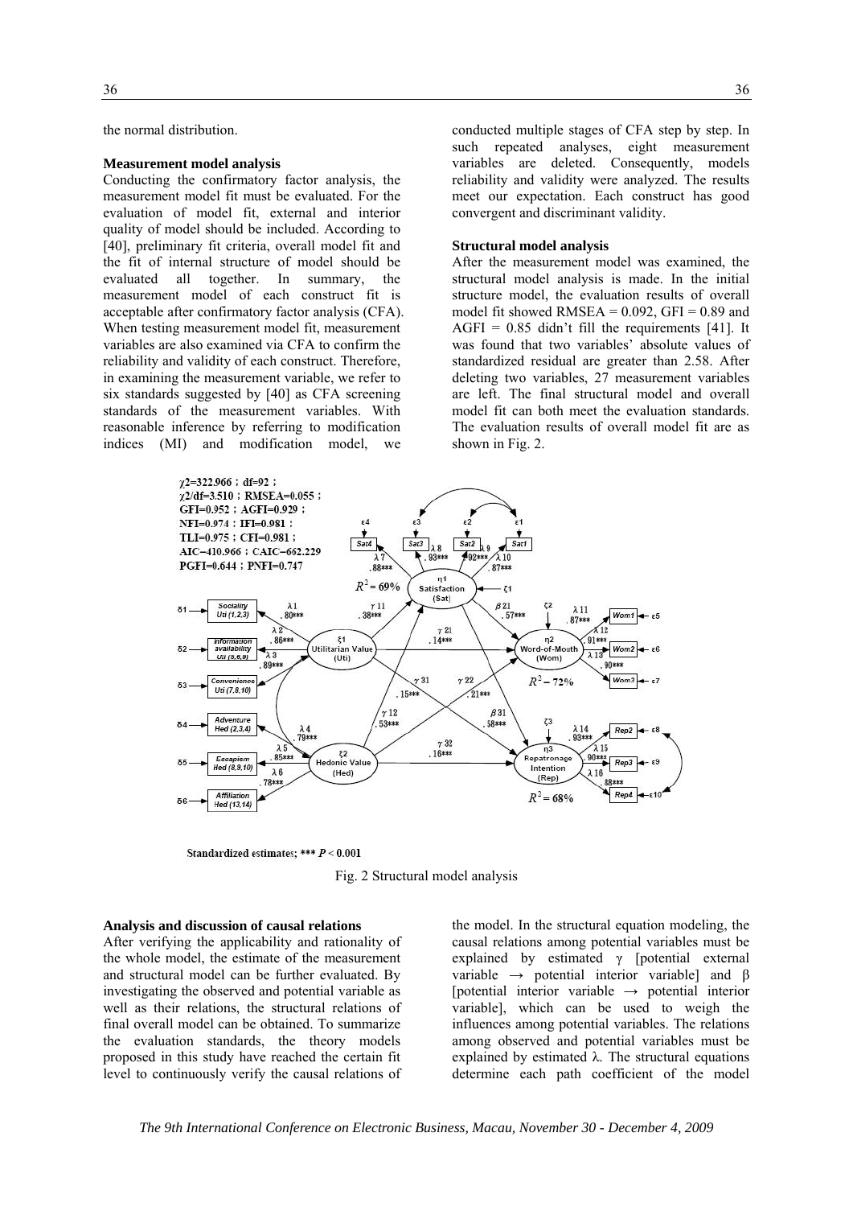the normal distribution.

### Measurement model analysis

Conducting the confirmatory factor analysis, the measurement model fit must be evaluated. For the evaluation of model fit, external and interior quality of model should be included. According to [40], preliminary fit criteria, overall model fit and the fit of internal structure of model should be evaluated all together. In summary, the measurement model of each construct fit is acceptable after confirmatory factor analysis (CFA). When testing measurement model fit, measurement variables are also examined via CFA to confirm the reliability and validity of each construct. Therefore, in examining the measurement variable, we refer to six standards suggested by [40] as CFA screening standards of the measurement variables. With reasonable inference by referring to modification indices (MI) and modification model, we conducted multiple stages of CFA step by step. In such repeated analyses, eight measurement variables are deleted. Consequently, models reliability and validity were analyzed. The results meet our expectation. Each construct has good convergent and discriminant validity.

### Structural model analysis

After the measurement model was examined, the structural model analysis is made. In the initial structure model, the evaluation results of overall model fit showed RMSEA = 0.092, GFI = 0.89 and AGFI = 0.85 didn't fill the requirements [41]. It was found that two variables' absolute values of standardized residual are greater than 2.58. After deleting two variables, 27 measurement variables are left. The final structural model and overall model fit can both meet the evaluation standards. The evaluation results of overall model fit are as shown in Fig. 2.

Fig. 2 Structural model analysis

### Analysis and discussion of causal relations

After verifying the applicability and rationality of the whole model, the estimate of the measurement and structural model can be further evaluated. By investigating the observed and potential variable as well as their relations, the structural relations of final overall model can be obtained. To summarize the evaluation standards, the theory models proposed in this study have reached the certain fit level to continuously verify the causal relations of the model. In the structural equation modeling, the causal relations among potential variables must be explained by estimated $\gamma$ [potential external variable → potential interior variable] and $\beta$ [potential interior variable → potential interior variable], which can be used to weigh the influences among potential variables. The relations among observed and potential variables must be explained by estimated $\lambda$. The structural equations determine each path coefficient of the model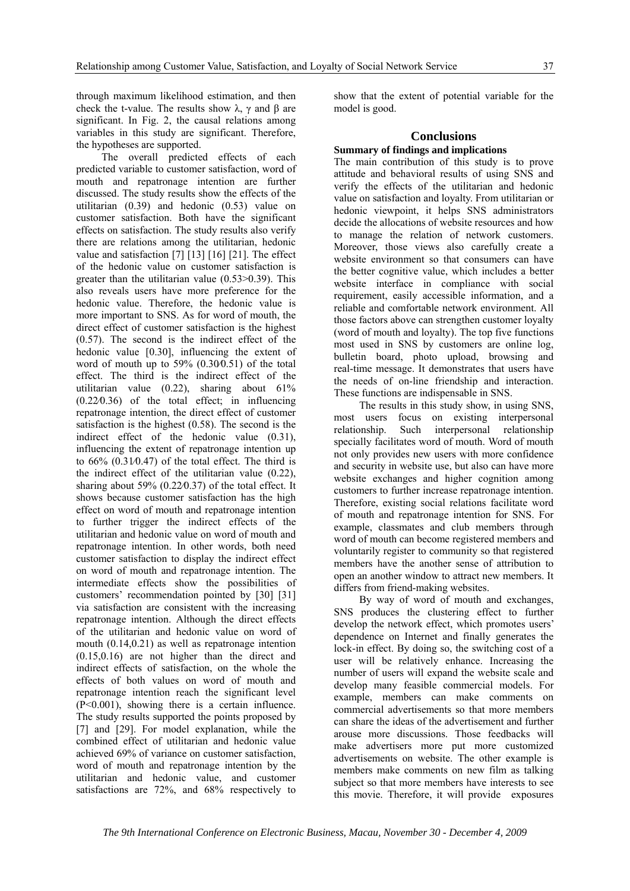through maximum likelihood estimation, and then check the t-value. The results show λ, γ and β are significant. In Fig. 2, the causal relations among variables in this study are significant. Therefore, the hypotheses are supported.

The overall predicted effects of each predicted variable to customer satisfaction, word of mouth and repatronage intention are further discussed. The study results show the effects of the utilitarian (0.39) and hedonic (0.53) value on customer satisfaction. Both have the significant effects on satisfaction. The study results also verify there are relations among the utilitarian, hedonic value and satisfaction [7] [13] [16] [21]. The effect of the hedonic value on customer satisfaction is greater than the utilitarian value (0.53>0.39). This also reveals users have more preference for the hedonic value. Therefore, the hedonic value is more important to SNS. As for word of mouth, the direct effect of customer satisfaction is the highest (0.57). The second is the indirect effect of the hedonic value [0.30], influencing the extent of word of mouth up to 59% (0.30⁄0.51) of the total effect. The third is the indirect effect of the utilitarian value (0.22), sharing about 61% (0.22⁄0.36) of the total effect; in influencing repatronage intention, the direct effect of customer satisfaction is the highest (0.58). The second is the indirect effect of the hedonic value (0.31), influencing the extent of repatronage intention up to 66% (0.31⁄0.47) of the total effect. The third is the indirect effect of the utilitarian value (0.22), sharing about 59% (0.22⁄0.37) of the total effect. It shows because customer satisfaction has the high effect on word of mouth and repatronage intention to further trigger the indirect effects of the utilitarian and hedonic value on word of mouth and repatronage intention. In other words, both need customer satisfaction to display the indirect effect on word of mouth and repatronage intention. The intermediate effects show the possibilities of customers' recommendation pointed by [30] [31] via satisfaction are consistent with the increasing repatronage intention. Although the direct effects of the utilitarian and hedonic value on word of mouth (0.14,0.21) as well as repatronage intention (0.15,0.16) are not higher than the direct and indirect effects of satisfaction, on the whole the effects of both values on word of mouth and repatronage intention reach the significant level ($P<0.001$), showing there is a certain influence. The study results supported the points proposed by [7] and [29]. For model explanation, while the combined effect of utilitarian and hedonic value achieved 69% of variance on customer satisfaction, word of mouth and repatronage intention by the utilitarian and hedonic value, and customer satisfactions are 72%, and 68% respectively to show that the extent of potential variable for the model is good.

# Conclusions

## Summary of findings and implications

The main contribution of this study is to prove attitude and behavioral results of using SNS and verify the effects of the utilitarian and hedonic value on satisfaction and loyalty. From utilitarian or hedonic viewpoint, it helps SNS administrators decide the allocations of website resources and how to manage the relation of network customers. Moreover, those views also carefully create a website environment so that consumers can have the better cognitive value, which includes a better website interface in compliance with social requirement, easily accessible information, and a reliable and comfortable network environment. All those factors above can strengthen customer loyalty (word of mouth and loyalty). The top five functions most used in SNS by customers are online log, bulletin board, photo upload, browsing and real-time message. It demonstrates that users have the needs of on-line friendship and interaction. These functions are indispensable in SNS.

The results in this study show, in using SNS, most users focus on existing interpersonal relationship. Such interpersonal relationship specially facilitates word of mouth. Word of mouth not only provides new users with more confidence and security in website use, but also can have more website exchanges and higher cognition among customers to further increase repatronage intention. Therefore, existing social relations facilitate word of mouth and repatronage intention for SNS. For example, classmates and club members through word of mouth can become registered members and voluntarily register to community so that registered members have the another sense of attribution to open an another window to attract new members. It differs from friend-making websites.

By way of word of mouth and exchanges, SNS produces the clustering effect to further develop the network effect, which promotes users' dependence on Internet and finally generates the lock-in effect. By doing so, the switching cost of a user will be relatively enhance. Increasing the number of users will expand the website scale and develop many feasible commercial models. For example, members can make comments on commercial advertisements so that more members can share the ideas of the advertisement and further arouse more discussions. Those feedbacks will make advertisers more put more customized advertisements on website. The other example is members make comments on new film as talking subject so that more members have interests to see this movie. Therefore, it will provide exposures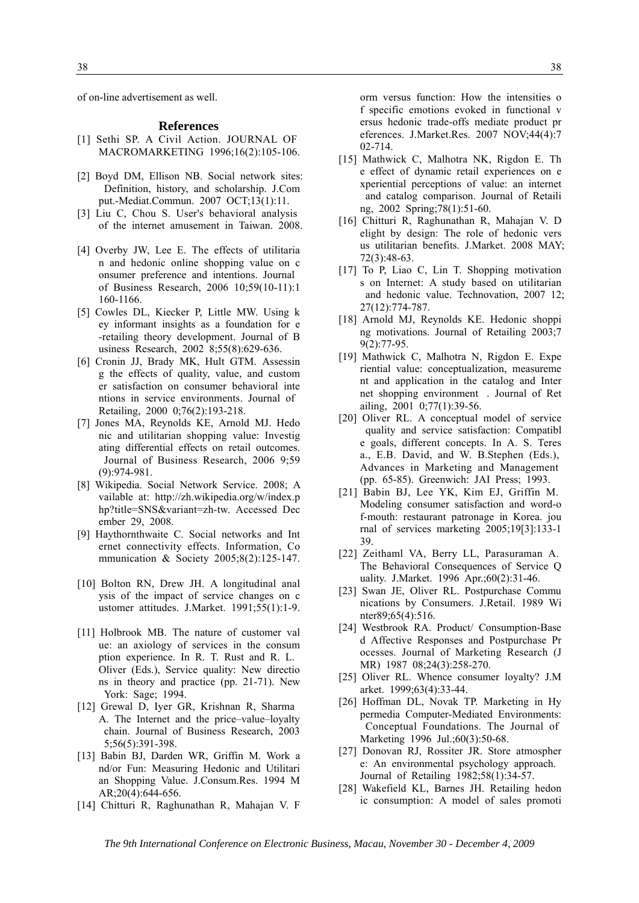of on-line advertisement as well.

## References

[1] Sethi SP. A Civil Action. JOURNAL OF MACROMARKETING 1996;16(2):105-106.

[2] Boyd DM, Ellison NB. Social network sites: Definition, history, and scholarship. J.Comput.-Mediat.Commun. 2007 OCT;13(1):11.

[3] Liu C, Chou S. User's behavioral analysis of the internet amusement in Taiwan. 2008.

[4] Overby JW, Lee E. The effects of utilitarian and hedonic online shopping value on consumer preference and intentions. Journal of Business Research, 2006 10;59(10-11):1160-1166.

[5] Cowles DL, Kiecker P, Little MW. Using key informant insights as a foundation for e-retailing theory development. Journal of Business Research, 2002 8;55(8):629-636.

[6] Cronin JJ, Brady MK, Hult GTM. Assessing the effects of quality, value, and customer satisfaction on consumer behavioral intentions in service environments. Journal of Retailing, 2000 0;76(2):193-218.

[7] Jones MA, Reynolds KE, Arnold MJ. Hedonic and utilitarian shopping value: Investigating differential effects on retail outcomes. Journal of Business Research, 2006 9;59(9):974-981.

[8] Wikipedia. Social Network Service. 2008; Available at: http://zh.wikipedia.org/w/index.php?title=SNS&variant=zh-tw. Accessed December 29, 2008.

[9] Haythornthwaite C. Social networks and Internet connectivity effects. Information, Communication & Society 2005;8(2):125-147.

[10] Bolton RN, Drew JH. A longitudinal analysis of the impact of service changes on customer attitudes. J.Market. 1991;55(1):1-9.

[11] Holbrook MB. The nature of customer value: an axiology of services in the consumption experience. In R. T. Rust and R. L. Oliver (Eds.), Service quality: New directions in theory and practice (pp. 21-71). New York: Sage; 1994.

[12] Grewal D, Iyer GR, Krishnan R, Sharma A. The Internet and the price–value–loyalty chain. Journal of Business Research, 2003 5;56(5):391-398.

[13] Babin BJ, Darden WR, Griffin M. Work and/or Fun: Measuring Hedonic and Utilitarian Shopping Value. J.Consum.Res. 1994 MAR;20(4):644-656.

[14] Chitturi R, Raghunathan R, Mahajan V. Form versus function: How the intensities of specific emotions evoked in functional versus hedonic trade-offs mediate product preferences. J.Market.Res. 2007 NOV;44(4):702-714.

[15] Mathwick C, Malhotra NK, Rigdon E. The effect of dynamic retail experiences on experiential perceptions of value: an internet and catalog comparison. Journal of Retailing, 2002 Spring;78(1):51-60.

[16] Chitturi R, Raghunathan R, Mahajan V. Delight by design: The role of hedonic versus utilitarian benefits. J.Market. 2008 MAY;72(3):48-63.

[17] To P, Liao C, Lin T. Shopping motivations on Internet: A study based on utilitarian and hedonic value. Technovation, 2007 12;27(12):774-787.

[18] Arnold MJ, Reynolds KE. Hedonic shopping motivations. Journal of Retailing 2003;79(2):77-95.

[19] Mathwick C, Malhotra N, Rigdon E. Experiential value: conceptualization, measurement and application in the catalog and Internet shopping environment . Journal of Retailing, 2001 0;77(1):39-56.

[20] Oliver RL. A conceptual model of service quality and service satisfaction: Compatible goals, different concepts. In A. S. Teresa., E.B. David, and W. B.Stephen (Eds.), Advances in Marketing and Management (pp. 65-85). Greenwich: JAI Press; 1993.

[21] Babin BJ, Lee YK, Kim EJ, Griffin M. Modeling consumer satisfaction and word-of-mouth: restaurant patronage in Korea. journal of services marketing 2005;19[3]:133-139.

[22] Zeithaml VA, Berry LL, Parasuraman A. The Behavioral Consequences of Service Quality. J.Market. 1996 Apr.;60(2):31-46.

[23] Swan JE, Oliver RL. Postpurchase Communications by Consumers. J.Retail. 1989 Winter89;65(4):516.

[24] Westbrook RA. Product/ Consumption-Based Affective Responses and Postpurchase Processes. Journal of Marketing Research (JMR) 1987 08;24(3):258-270.

[25] Oliver RL. Whence consumer loyalty? J.Market. 1999;63(4):33-44.

[26] Hoffman DL, Novak TP. Marketing in Hypermedia Computer-Mediated Environments: Conceptual Foundations. The Journal of Marketing 1996 Jul.;60(3):50-68.

[27] Donovan RJ, Rossiter JR. Store atmosphere: An environmental psychology approach. Journal of Retailing 1982;58(1):34-57.

[28] Wakefield KL, Barnes JH. Retailing hedonic consumption: A model of sales promoti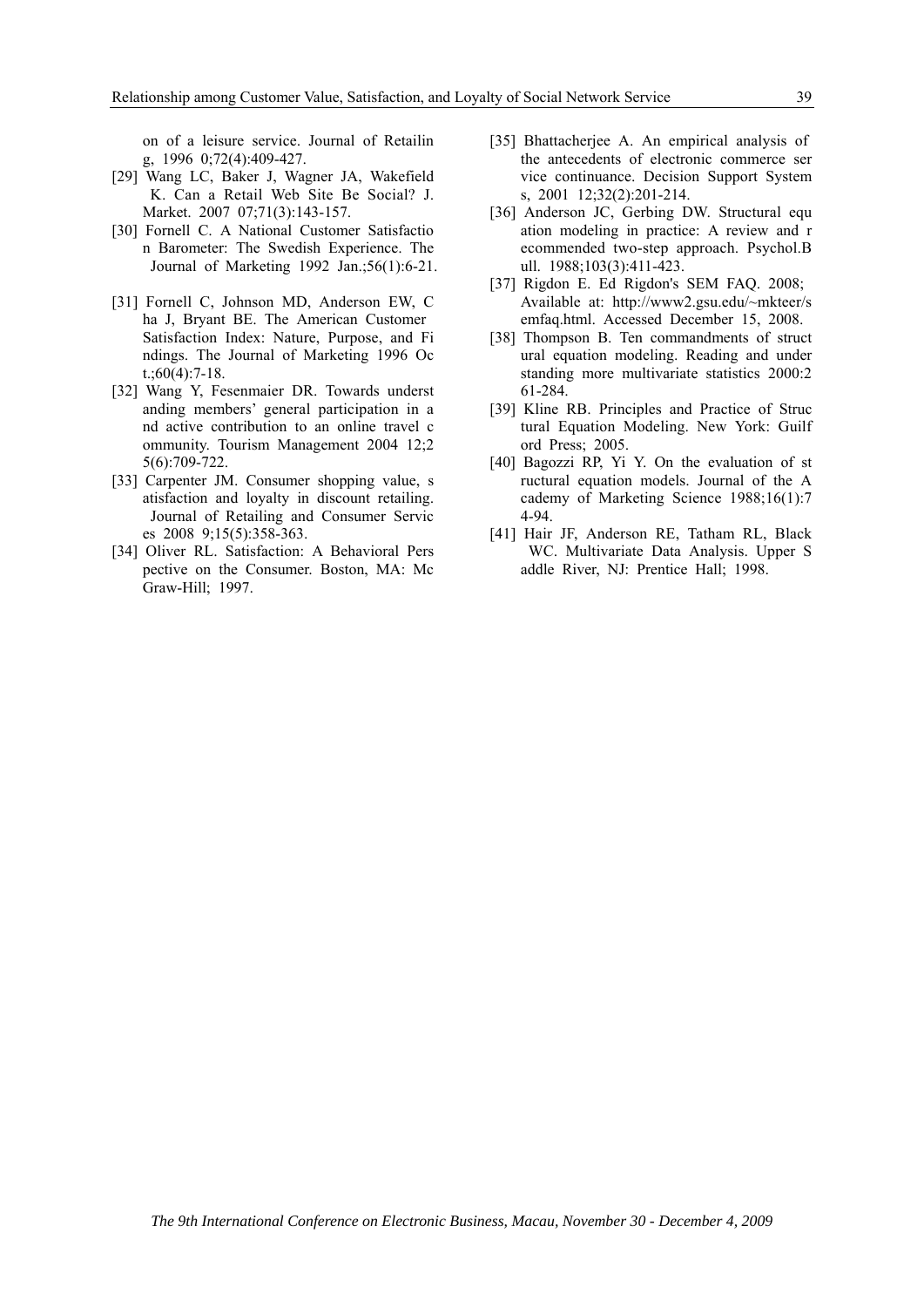on of a leisure service. Journal of Retailing, 1996 0;72(4):409-427.

[29] Wang LC, Baker J, Wagner JA, Wakefield K. Can a Retail Web Site Be Social? J. Market. 2007 07;71(3):143-157.

[30] Fornell C. A National Customer Satisfaction Barometer: The Swedish Experience. The Journal of Marketing 1992 Jan.;56(1):6-21.

[31] Fornell C, Johnson MD, Anderson EW, Cha J, Bryant BE. The American Customer Satisfaction Index: Nature, Purpose, and Findings. The Journal of Marketing 1996 Oct.;60(4):7-18.

[32] Wang Y, Fesenmaier DR. Towards understanding members' general participation in and active contribution to an online travel community. Tourism Management 2004 12;25(6):709-722.

[33] Carpenter JM. Consumer shopping value, satisfaction and loyalty in discount retailing. Journal of Retailing and Consumer Services 2008 9;15(5):358-363.

[34] Oliver RL. Satisfaction: A Behavioral Perspective on the Consumer. Boston, MA: McGraw-Hill; 1997.

[35] Bhattacherjee A. An empirical analysis of the antecedents of electronic commerce service continuance. Decision Support Systems, 2001 12;32(2):201-214.

[36] Anderson JC, Gerbing DW. Structural equation modeling in practice: A review and recommended two-step approach. Psychol.Bull. 1988;103(3):411-423.

[37] Rigdon E. Ed Rigdon's SEM FAQ. 2008; Available at: http://www2.gsu.edu/~mkteer/semfaq.html. Accessed December 15, 2008.

[38] Thompson B. Ten commandments of structural equation modeling. Reading and understanding more multivariate statistics 2000:261-284.

[39] Kline RB. Principles and Practice of Structural Equation Modeling. New York: Guilford Press; 2005.

[40] Bagozzi RP, Yi Y. On the evaluation of structural equation models. Journal of the Academy of Marketing Science 1988;16(1):74-94.

[41] Hair JF, Anderson RE, Tatham RL, Black WC. Multivariate Data Analysis. Upper Saddle River, NJ: Prentice Hall; 1998.